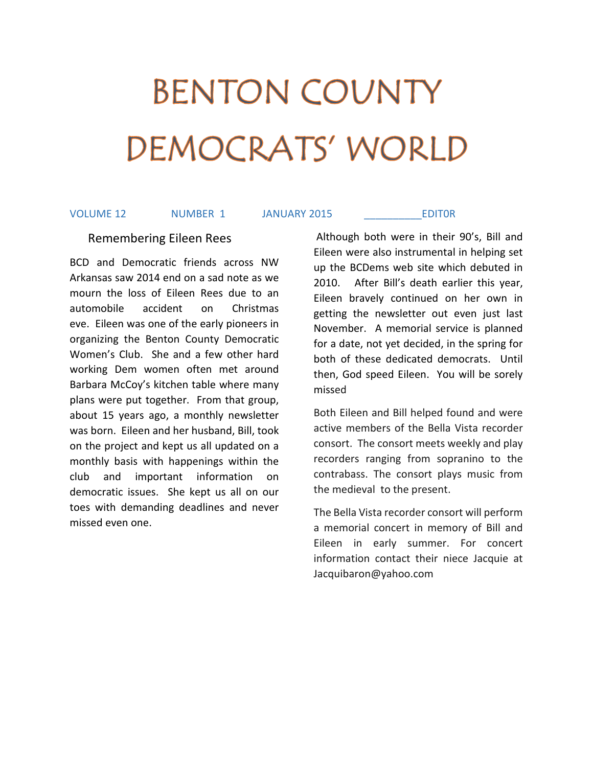# BENTON COUNTY DEMOCRATS' WORLD

VOLUME 12 NUMBER 1 JANUARY 2015 __________EDIT0R

## Remembering Eileen Rees

BCD and Democratic friends across NW Arkansas saw 2014 end on a sad note as we mourn the loss of Eileen Rees due to an automobile accident on Christmas eve. Eileen was one of the early pioneers in organizing the Benton County Democratic Women's Club. She and a few other hard working Dem women often met around Barbara McCoy's kitchen table where many plans were put together. From that group, about 15 years ago, a monthly newsletter was born. Eileen and her husband, Bill, took on the project and kept us all updated on a monthly basis with happenings within the club and important information on democratic issues. She kept us all on our toes with demanding deadlines and never missed even one.

Although both were in their 90's, Bill and Eileen were also instrumental in helping set up the BCDems web site which debuted in 2010. After Bill's death earlier this year, Eileen bravely continued on her own in getting the newsletter out even just last November. A memorial service is planned for a date, not yet decided, in the spring for both of these dedicated democrats. Until then, God speed Eileen. You will be sorely missed

Both Eileen and Bill helped found and were active members of the Bella Vista recorder consort. The consort meets weekly and play recorders ranging from sopranino to the contrabass. The consort plays music from the medieval to the present.

The Bella Vista recorder consort will perform a memorial concert in memory of Bill and Eileen in early summer. For concert information contact their niece Jacquie at Jacquibaron@yahoo.com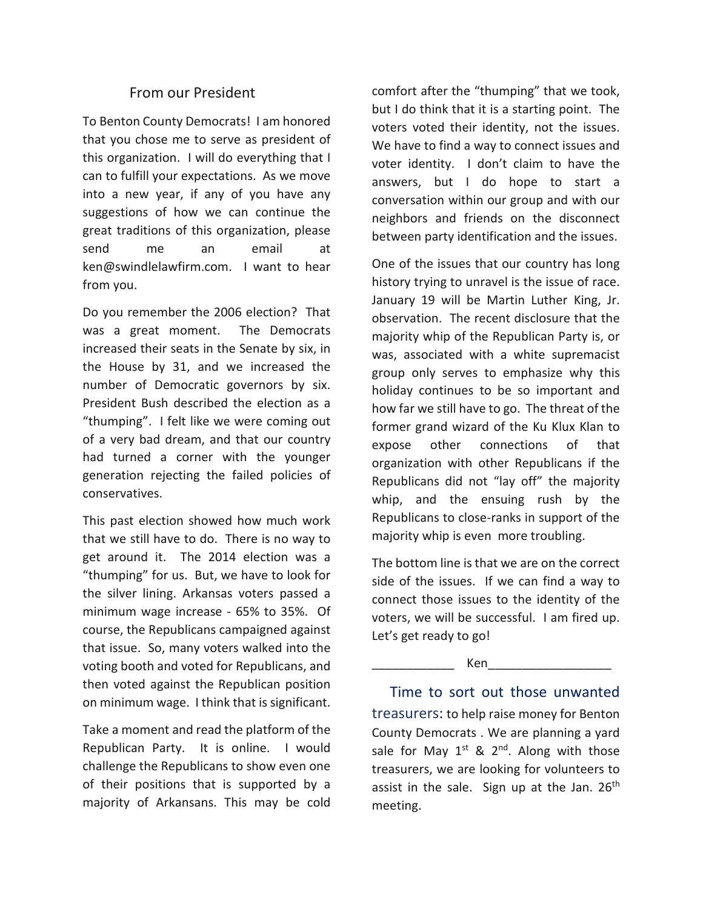## From our President

To Benton County Democrats! I am honored that you chose me to serve as president of this organization. I will do everything that I can to fulfill your expectations. As we move into a new year, if any of you have any suggestions of how we can continue the great traditions of this organization, please send me an email at ken@swindlelawfirm.com. I want to hear from you.

Do you remember the 2006 election? That was a great moment. The Democrats increased their seats in the Senate by six, in the House by 31, and we increased the number of Democratic governors by six. President Bush described the election as a "thumping". I felt like we were coming out of a very bad dream, and that our country had turned a corner with the younger generation rejecting the failed policies of conservatives.

This past election showed how much work that we still have to do. There is no way to get around it. The 2014 election was a "thumping" for us. But, we have to look for the silver lining. Arkansas voters passed a minimum wage increase - 65% to 35%. Of course, the Republicans campaigned against that issue. So, many voters walked into the voting booth and voted for Republicans, and then voted against the Republican position on minimum wage. I think that is significant.

Take a moment and read the platform of the Republican Party. It is online. I would challenge the Republicans to show even one of their positions that is supported by a majority of Arkansans. This may be cold comfort after the "thumping" that we took, but I do think that it is a starting point. The voters voted their identity, not the issues. We have to find a way to connect issues and voter identity. I don't claim to have the answers, but I do hope to start a conversation within our group and with our neighbors and friends on the disconnect between party identification and the issues.

One of the issues that our country has long history trying to unravel is the issue of race. January 19 will be Martin Luther King, Jr. observation. The recent disclosure that the majority whip of the Republican Party is, or was, associated with a white supremacist group only serves to emphasize why this holiday continues to be so important and how far we still have to go. The threat of the former grand wizard of the Ku Klux Klan to expose other connections of that organization with other Republicans if the Republicans did not "lay off" the majority whip, and the ensuing rush by the Republicans to close-ranks in support of the majority whip is even more troubling.

The bottom line is that we are on the correct side of the issues. If we can find a way to connect those issues to the identity of the voters, we will be successful. I am fired up. Let's get ready to go!

____________ Ken__________________

**Time to sort out those unwanted treasurers**: to help raise money for Benton County Democrats . We are planning a yard sale for May 1st & 2nd. Along with those treasurers, we are looking for volunteers to assist in the sale. Sign up at the Jan. 26th meeting.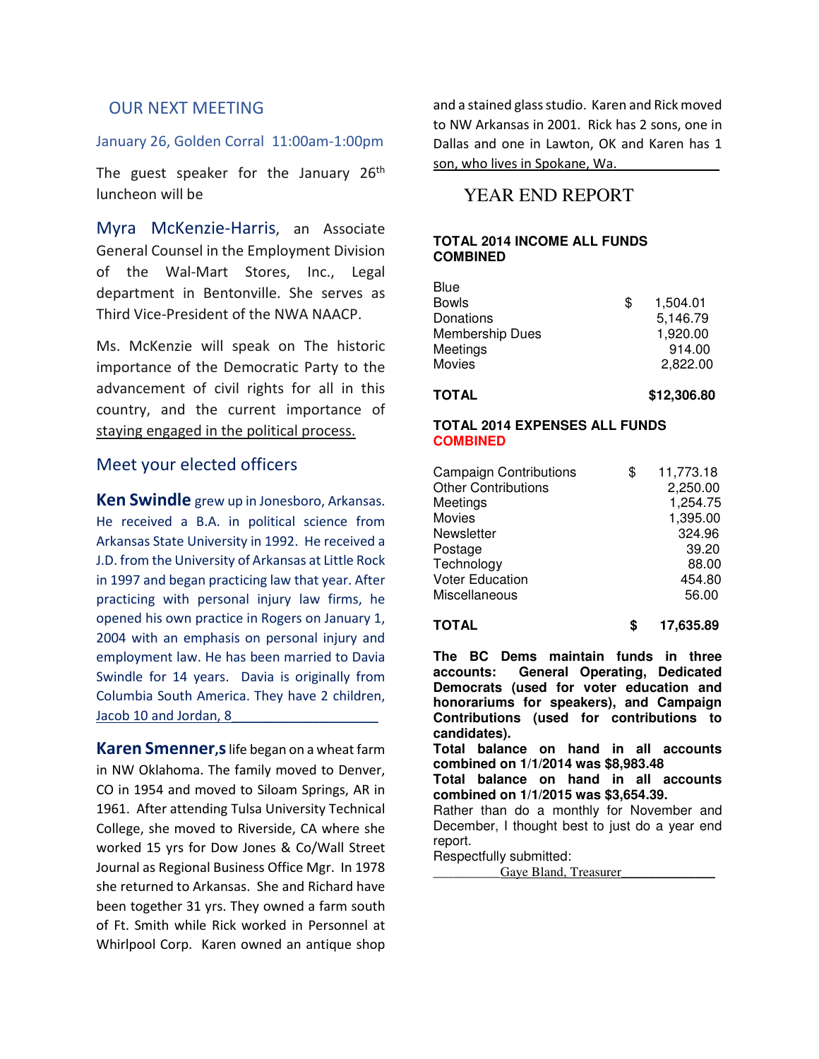## OUR NEXT MEETING

January 26, Golden Corral 11:00am-1:00pm

The guest speaker for the January 26th luncheon will be

Myra McKenzie-Harris, an Associate General Counsel in the Employment Division of the Wal-Mart Stores, Inc., Legal department in Bentonville. She serves as Third Vice-President of the NWA NAACP.

Ms. McKenzie will speak on The historic importance of the Democratic Party to the advancement of civil rights for all in this country, and the current importance of staying engaged in the political process.

## Meet your elected officers

**Ken Swindle** grew up in Jonesboro, Arkansas. He received a B.A. in political science from Arkansas State University in 1992. He received a J.D. from the University of Arkansas at Little Rock in 1997 and began practicing law that year. After practicing with personal injury law firms, he opened his own practice in Rogers on January 1, 2004 with an emphasis on personal injury and employment law. He has been married to Davia Swindle for 14 years. Davia is originally from Columbia South America. They have 2 children, Jacob 10 and Jordan, 8

**Karen Smenner,s** life began on a wheat farm in NW Oklahoma. The family moved to Denver, CO in 1954 and moved to Siloam Springs, AR in 1961. After attending Tulsa University Technical College, she moved to Riverside, CA where she worked 15 yrs for Dow Jones & Co/Wall Street Journal as Regional Business Office Mgr. In 1978 she returned to Arkansas. She and Richard have been together 31 yrs. They owned a farm south of Ft. Smith while Rick worked in Personnel at Whirlpool Corp. Karen owned an antique shop and a stained glass studio. Karen and Rick moved to NW Arkansas in 2001. Rick has 2 sons, one in Dallas and one in Lawton, OK and Karen has 1 son, who lives in Spokane, Wa.

## YEAR END REPORT

**TOTAL 2014 INCOME ALL FUNDS COMBINED**

| | |
|---|---|
| Blue | |
| Bowls | $ 1,504.01 |
| Donations | 5,146.79 |
| Membership Dues | 1,920.00 |
| Meetings | 914.00 |
| Movies | 2,822.00 |
| **TOTAL** | **$12,306.80** |

**TOTAL 2014 EXPENSES ALL FUNDS COMBINED**

| | |
|---|---|
| Campaign Contributions | $ 11,773.18 |
| Other Contributions | 2,250.00 |
| Meetings | 1,254.75 |
| Movies | 1,395.00 |
| Newsletter | 324.96 |
| Postage | 39.20 |
| Technology | 88.00 |
| Voter Education | 454.80 |
| Miscellaneous | 56.00 |
| **TOTAL** | **$ 17,635.89** |

**The BC Dems maintain funds in three accounts: General Operating, Dedicated Democrats (used for voter education and honorariums for speakers), and Campaign Contributions (used for contributions to candidates).**

**Total balance on hand in all accounts combined on 1/1/2014 was $8,983.48**

**Total balance on hand in all accounts combined on 1/1/2015 was $3,654.39.**

Rather than do a monthly for November and December, I thought best to just do a year end report.

Respectfully submitted:

Gaye Bland, Treasurer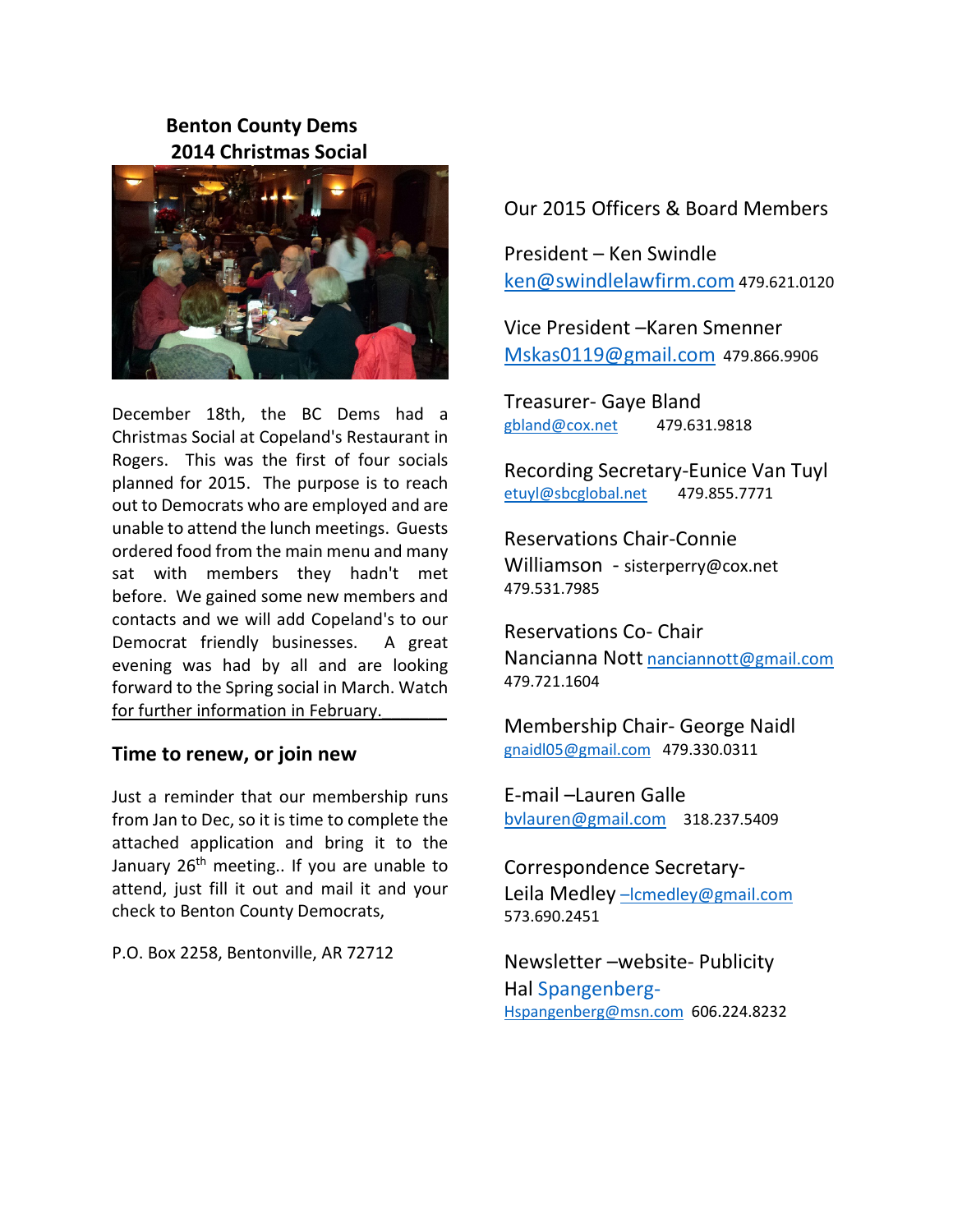**Benton County Dems**
**2014 Christmas Social**

December 18th, the BC Dems had a Christmas Social at Copeland's Restaurant in Rogers. This was the first of four socials planned for 2015. The purpose is to reach out to Democrats who are employed and are unable to attend the lunch meetings. Guests ordered food from the main menu and many sat with members they hadn't met before. We gained some new members and contacts and we will add Copeland's to our Democrat friendly businesses. A great evening was had by all and are looking forward to the Spring social in March. Watch for further information in February.

## Time to renew, or join new

Just a reminder that our membership runs from Jan to Dec, so it is time to complete the attached application and bring it to the January 26th meeting.. If you are unable to attend, just fill it out and mail it and your check to Benton County Democrats,

P.O. Box 2258, Bentonville, AR 72712

Our 2015 Officers & Board Members

President – Ken Swindle
ken@swindlelawfirm.com 479.621.0120

Vice President –Karen Smenner
Mskas0119@gmail.com 479.866.9906

Treasurer- Gaye Bland
gbland@cox.net 479.631.9818

Recording Secretary-Eunice Van Tuyl
etuyl@sbcglobal.net 479.855.7771

Reservations Chair-Connie Williamson - sisterperry@cox.net
479.531.7985

Reservations Co- Chair
Nancianna Nott nanciannott@gmail.com
479.721.1604

Membership Chair- George Naidl
gnaidl05@gmail.com 479.330.0311

E-mail –Lauren Galle
bvlauren@gmail.com 318.237.5409

Correspondence Secretary-
Leila Medley –lcmedley@gmail.com
573.690.2451

Newsletter –website- Publicity
Hal Spangenberg-
Hspangenberg@msn.com 606.224.8232